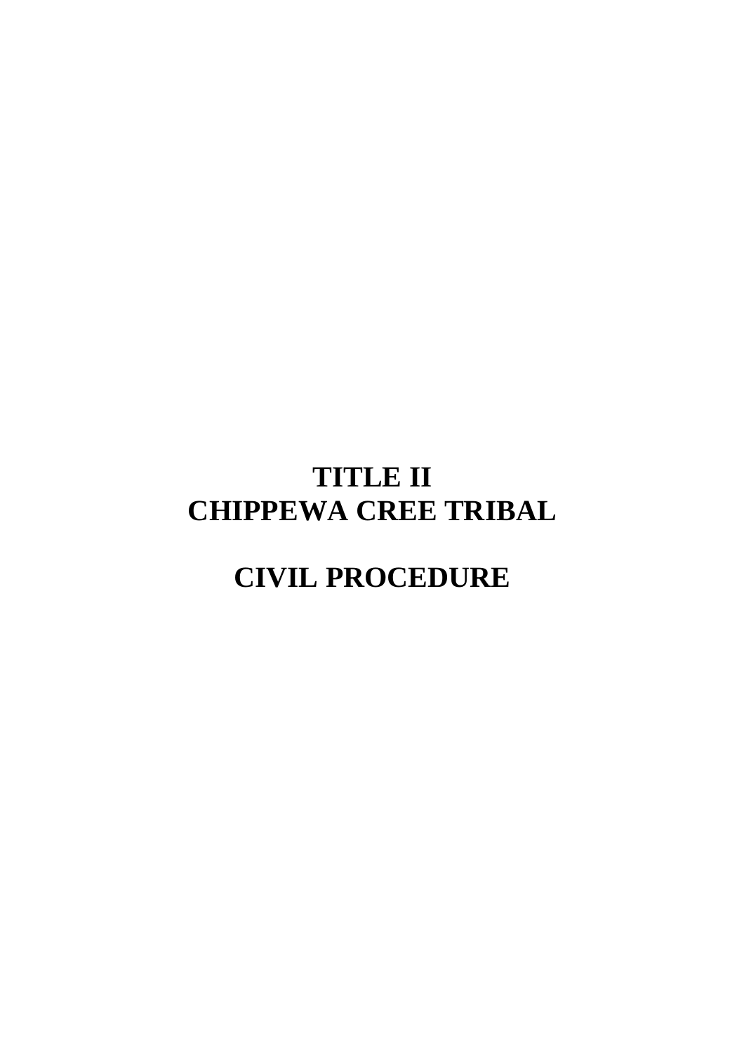# TITLE II
# CHIPPEWA CREE TRIBAL

# CIVIL PROCEDURE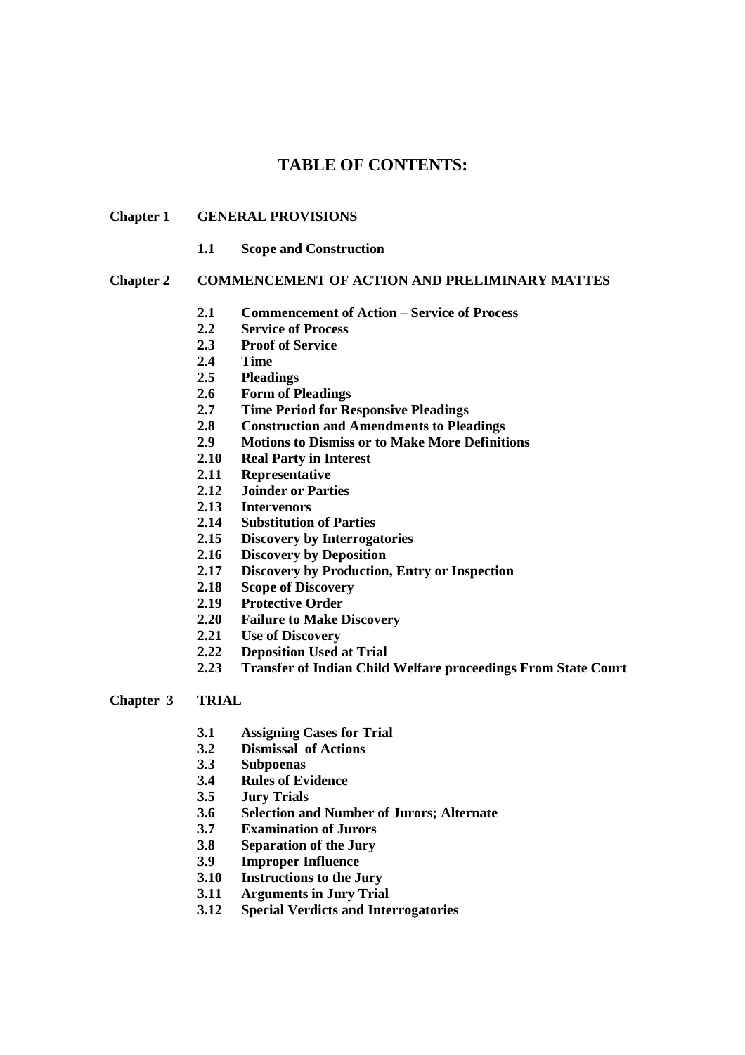# TABLE OF CONTENTS:

**Chapter 1 GENERAL PROVISIONS**

- **1.1 Scope and Construction**

**Chapter 2 COMMENCEMENT OF ACTION AND PRELIMINARY MATTES**

- **2.1 Commencement of Action – Service of Process**
- **2.2 Service of Process**
- **2.3 Proof of Service**
- **2.4 Time**
- **2.5 Pleadings**
- **2.6 Form of Pleadings**
- **2.7 Time Period for Responsive Pleadings**
- **2.8 Construction and Amendments to Pleadings**
- **2.9 Motions to Dismiss or to Make More Definitions**
- **2.10 Real Party in Interest**
- **2.11 Representative**
- **2.12 Joinder or Parties**
- **2.13 Intervenors**
- **2.14 Substitution of Parties**
- **2.15 Discovery by Interrogatories**
- **2.16 Discovery by Deposition**
- **2.17 Discovery by Production, Entry or Inspection**
- **2.18 Scope of Discovery**
- **2.19 Protective Order**
- **2.20 Failure to Make Discovery**
- **2.21 Use of Discovery**
- **2.22 Deposition Used at Trial**
- **2.23 Transfer of Indian Child Welfare proceedings From State Court**

**Chapter 3 TRIAL**

- **3.1 Assigning Cases for Trial**
- **3.2 Dismissal of Actions**
- **3.3 Subpoenas**
- **3.4 Rules of Evidence**
- **3.5 Jury Trials**
- **3.6 Selection and Number of Jurors; Alternate**
- **3.7 Examination of Jurors**
- **3.8 Separation of the Jury**
- **3.9 Improper Influence**
- **3.10 Instructions to the Jury**
- **3.11 Arguments in Jury Trial**
- **3.12 Special Verdicts and Interrogatories**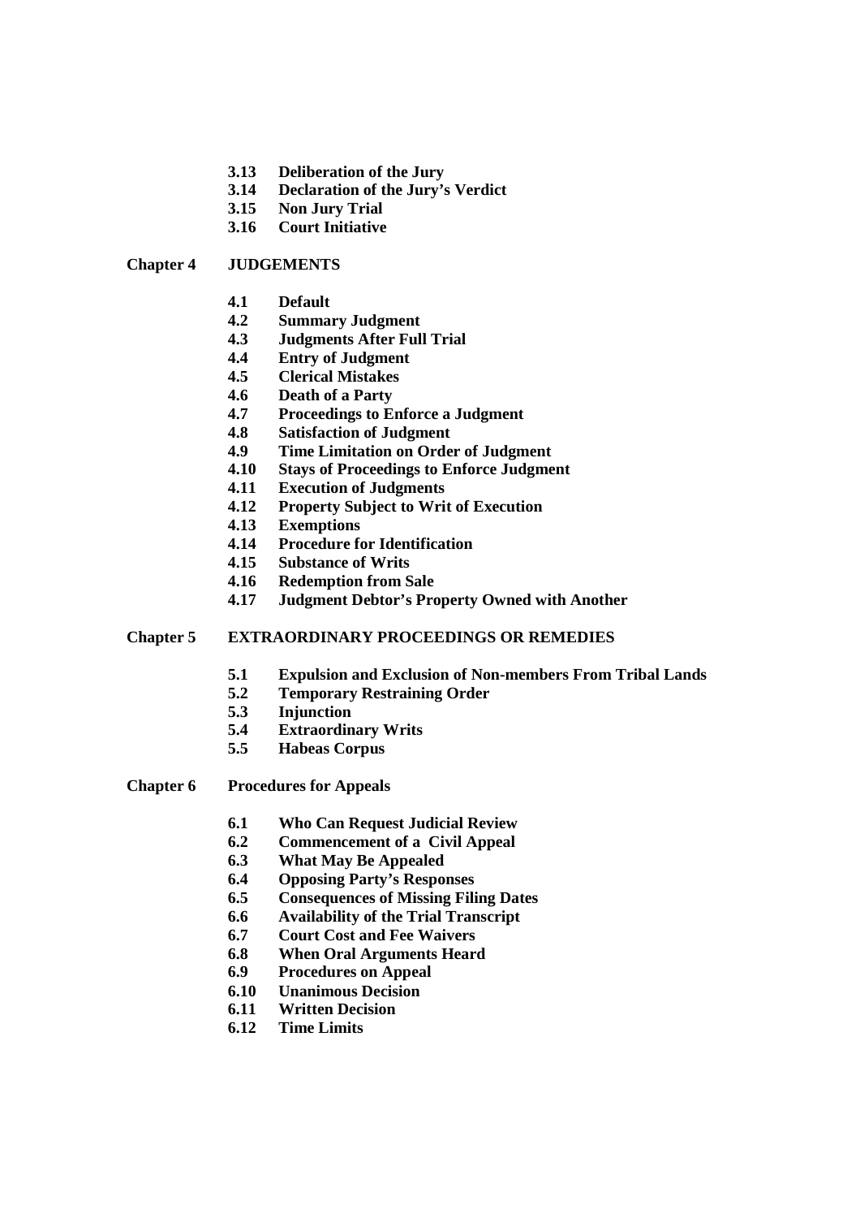**3.13 Deliberation of the Jury**
**3.14 Declaration of the Jury's Verdict**
**3.15 Non Jury Trial**
**3.16 Court Initiative**

**Chapter 4 JUDGEMENTS**

**4.1 Default**
**4.2 Summary Judgment**
**4.3 Judgments After Full Trial**
**4.4 Entry of Judgment**
**4.5 Clerical Mistakes**
**4.6 Death of a Party**
**4.7 Proceedings to Enforce a Judgment**
**4.8 Satisfaction of Judgment**
**4.9 Time Limitation on Order of Judgment**
**4.10 Stays of Proceedings to Enforce Judgment**
**4.11 Execution of Judgments**
**4.12 Property Subject to Writ of Execution**
**4.13 Exemptions**
**4.14 Procedure for Identification**
**4.15 Substance of Writs**
**4.16 Redemption from Sale**
**4.17 Judgment Debtor's Property Owned with Another**

**Chapter 5 EXTRAORDINARY PROCEEDINGS OR REMEDIES**

**5.1 Expulsion and Exclusion of Non-members From Tribal Lands**
**5.2 Temporary Restraining Order**
**5.3 Injunction**
**5.4 Extraordinary Writs**
**5.5 Habeas Corpus**

**Chapter 6 Procedures for Appeals**

**6.1 Who Can Request Judicial Review**
**6.2 Commencement of a Civil Appeal**
**6.3 What May Be Appealed**
**6.4 Opposing Party's Responses**
**6.5 Consequences of Missing Filing Dates**
**6.6 Availability of the Trial Transcript**
**6.7 Court Cost and Fee Waivers**
**6.8 When Oral Arguments Heard**
**6.9 Procedures on Appeal**
**6.10 Unanimous Decision**
**6.11 Written Decision**
**6.12 Time Limits**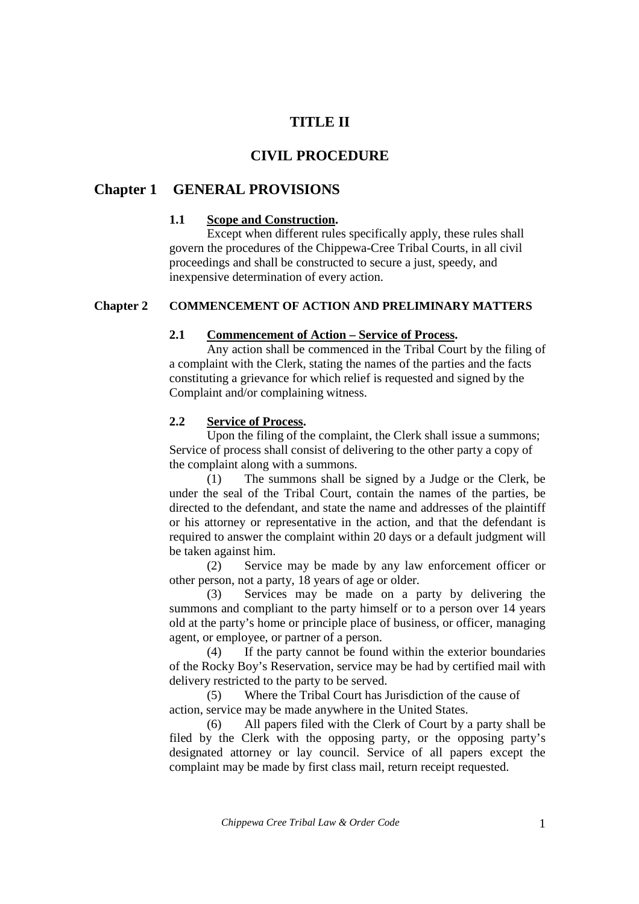# TITLE II

# CIVIL PROCEDURE

## Chapter 1 GENERAL PROVISIONS

### 1.1 Scope and Construction.

Except when different rules specifically apply, these rules shall govern the procedures of the Chippewa-Cree Tribal Courts, in all civil proceedings and shall be constructed to secure a just, speedy, and inexpensive determination of every action.

## Chapter 2 COMMENCEMENT OF ACTION AND PRELIMINARY MATTERS

### 2.1 Commencement of Action – Service of Process.

Any action shall be commenced in the Tribal Court by the filing of a complaint with the Clerk, stating the names of the parties and the facts constituting a grievance for which relief is requested and signed by the Complaint and/or complaining witness.

### 2.2 Service of Process.

Upon the filing of the complaint, the Clerk shall issue a summons; Service of process shall consist of delivering to the other party a copy of the complaint along with a summons.

(1) The summons shall be signed by a Judge or the Clerk, be under the seal of the Tribal Court, contain the names of the parties, be directed to the defendant, and state the name and addresses of the plaintiff or his attorney or representative in the action, and that the defendant is required to answer the complaint within 20 days or a default judgment will be taken against him.

(2) Service may be made by any law enforcement officer or other person, not a party, 18 years of age or older.

(3) Services may be made on a party by delivering the summons and compliant to the party himself or to a person over 14 years old at the party's home or principle place of business, or officer, managing agent, or employee, or partner of a person.

(4) If the party cannot be found within the exterior boundaries of the Rocky Boy's Reservation, service may be had by certified mail with delivery restricted to the party to be served.

(5) Where the Tribal Court has Jurisdiction of the cause of action, service may be made anywhere in the United States.

(6) All papers filed with the Clerk of Court by a party shall be filed by the Clerk with the opposing party, or the opposing party's designated attorney or lay council. Service of all papers except the complaint may be made by first class mail, return receipt requested.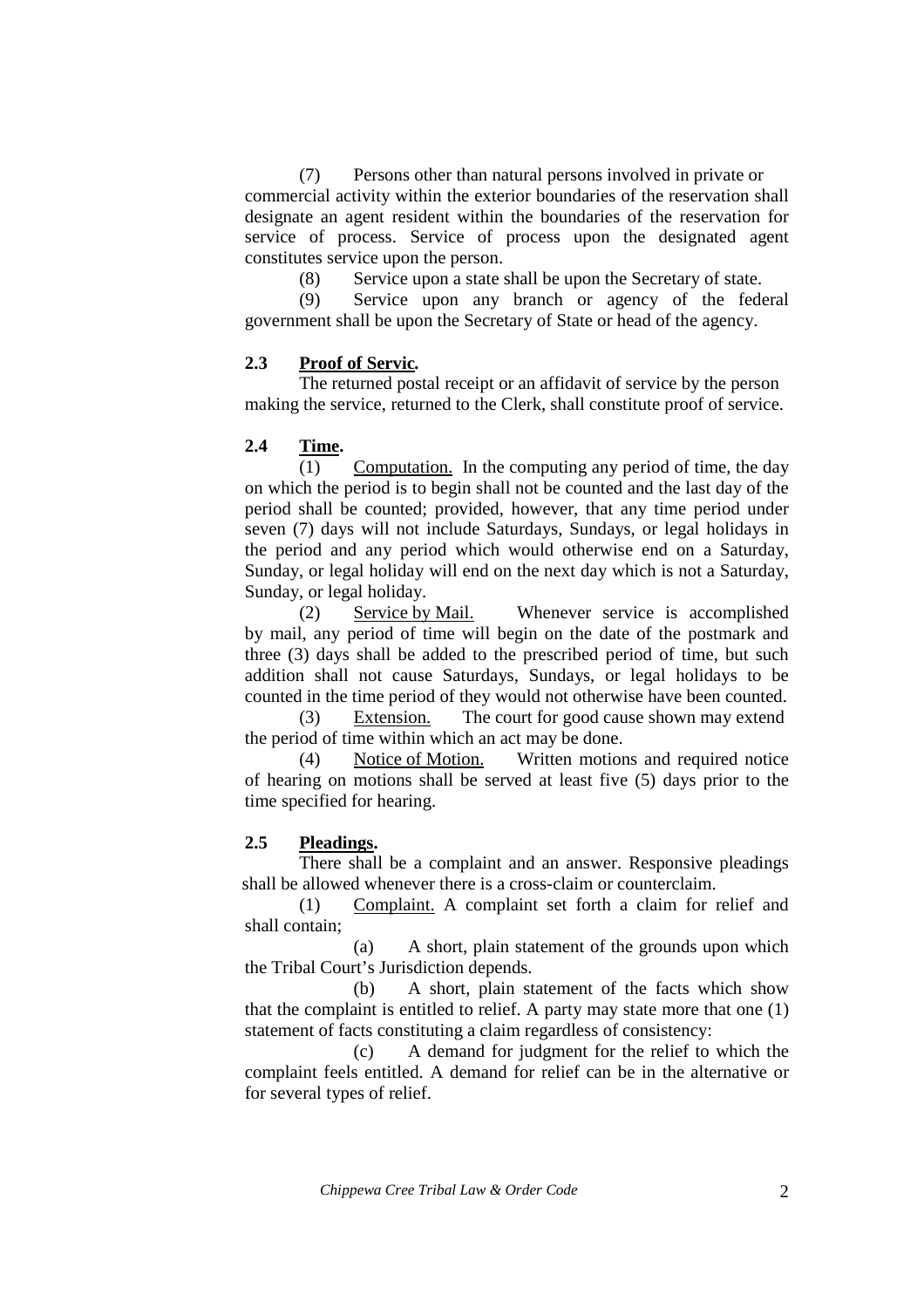(7) Persons other than natural persons involved in private or commercial activity within the exterior boundaries of the reservation shall designate an agent resident within the boundaries of the reservation for service of process. Service of process upon the designated agent constitutes service upon the person.

(8) Service upon a state shall be upon the Secretary of state.

(9) Service upon any branch or agency of the federal government shall be upon the Secretary of State or head of the agency.

**2.3 Proof of Servic.**

The returned postal receipt or an affidavit of service by the person making the service, returned to the Clerk, shall constitute proof of service.

**2.4 Time.**

(1) Computation. In the computing any period of time, the day on which the period is to begin shall not be counted and the last day of the period shall be counted; provided, however, that any time period under seven (7) days will not include Saturdays, Sundays, or legal holidays in the period and any period which would otherwise end on a Saturday, Sunday, or legal holiday will end on the next day which is not a Saturday, Sunday, or legal holiday.

(2) Service by Mail. Whenever service is accomplished by mail, any period of time will begin on the date of the postmark and three (3) days shall be added to the prescribed period of time, but such addition shall not cause Saturdays, Sundays, or legal holidays to be counted in the time period of they would not otherwise have been counted.

(3) Extension. The court for good cause shown may extend the period of time within which an act may be done.

(4) Notice of Motion. Written motions and required notice of hearing on motions shall be served at least five (5) days prior to the time specified for hearing.

**2.5 Pleadings.**

There shall be a complaint and an answer. Responsive pleadings shall be allowed whenever there is a cross-claim or counterclaim.

(1) Complaint. A complaint set forth a claim for relief and shall contain;

(a) A short, plain statement of the grounds upon which the Tribal Court's Jurisdiction depends.

(b) A short, plain statement of the facts which show that the complaint is entitled to relief. A party may state more that one (1) statement of facts constituting a claim regardless of consistency:

(c) A demand for judgment for the relief to which the complaint feels entitled. A demand for relief can be in the alternative or for several types of relief.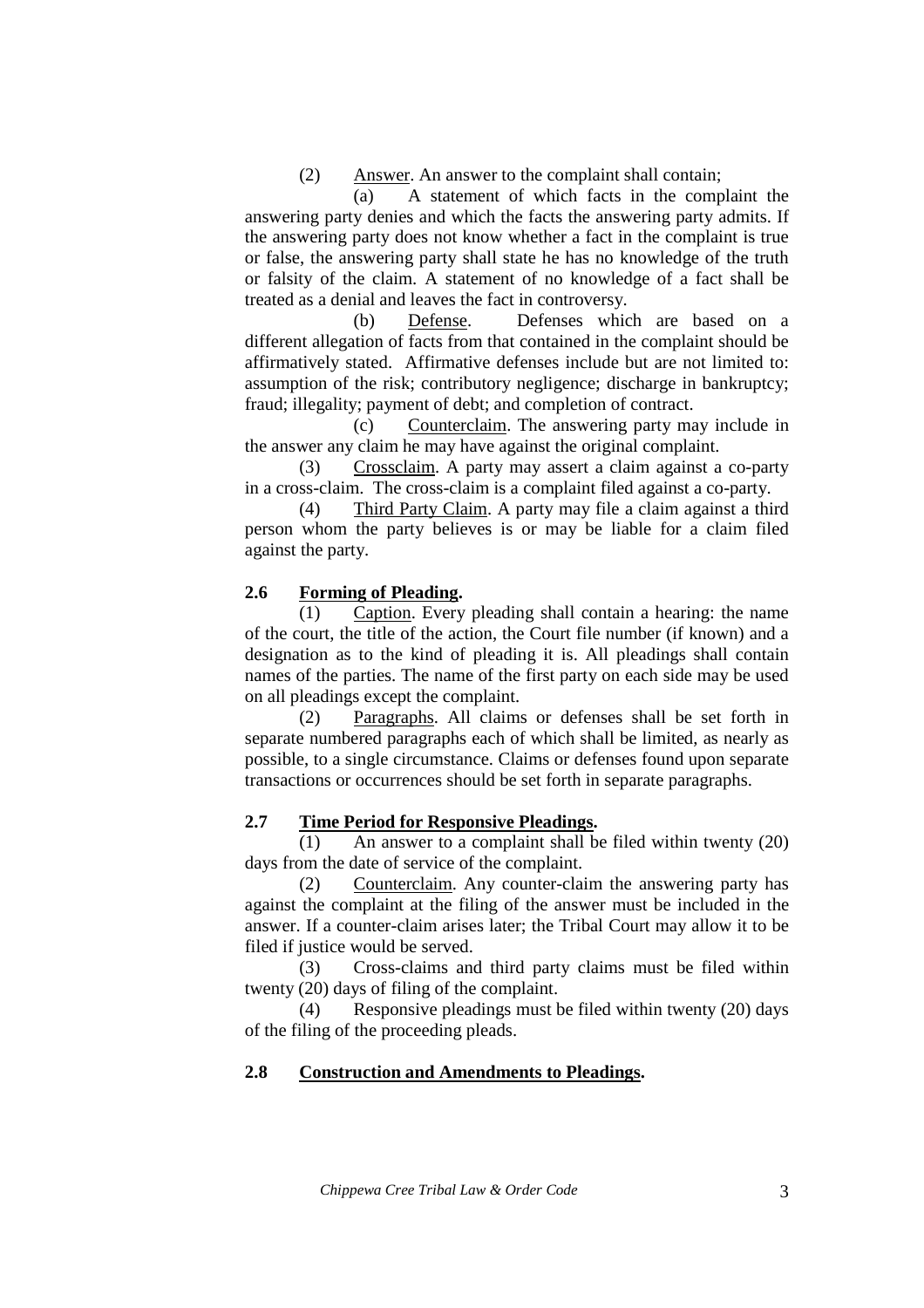(2) Answer. An answer to the complaint shall contain;

(a) A statement of which facts in the complaint the answering party denies and which the facts the answering party admits. If the answering party does not know whether a fact in the complaint is true or false, the answering party shall state he has no knowledge of the truth or falsity of the claim. A statement of no knowledge of a fact shall be treated as a denial and leaves the fact in controversy.

(b) Defense. Defenses which are based on a different allegation of facts from that contained in the complaint should be affirmatively stated. Affirmative defenses include but are not limited to: assumption of the risk; contributory negligence; discharge in bankruptcy; fraud; illegality; payment of debt; and completion of contract.

(c) Counterclaim. The answering party may include in the answer any claim he may have against the original complaint.

(3) Crossclaim. A party may assert a claim against a co-party in a cross-claim. The cross-claim is a complaint filed against a co-party.

(4) Third Party Claim. A party may file a claim against a third person whom the party believes is or may be liable for a claim filed against the party.

**2.6 Forming of Pleading.**

(1) Caption. Every pleading shall contain a hearing: the name of the court, the title of the action, the Court file number (if known) and a designation as to the kind of pleading it is. All pleadings shall contain names of the parties. The name of the first party on each side may be used on all pleadings except the complaint.

(2) Paragraphs. All claims or defenses shall be set forth in separate numbered paragraphs each of which shall be limited, as nearly as possible, to a single circumstance. Claims or defenses found upon separate transactions or occurrences should be set forth in separate paragraphs.

**2.7 Time Period for Responsive Pleadings.**

(1) An answer to a complaint shall be filed within twenty (20) days from the date of service of the complaint.

(2) Counterclaim. Any counter-claim the answering party has against the complaint at the filing of the answer must be included in the answer. If a counter-claim arises later; the Tribal Court may allow it to be filed if justice would be served.

(3) Cross-claims and third party claims must be filed within twenty (20) days of filing of the complaint.

(4) Responsive pleadings must be filed within twenty (20) days of the filing of the proceeding pleads.

**2.8 Construction and Amendments to Pleadings.**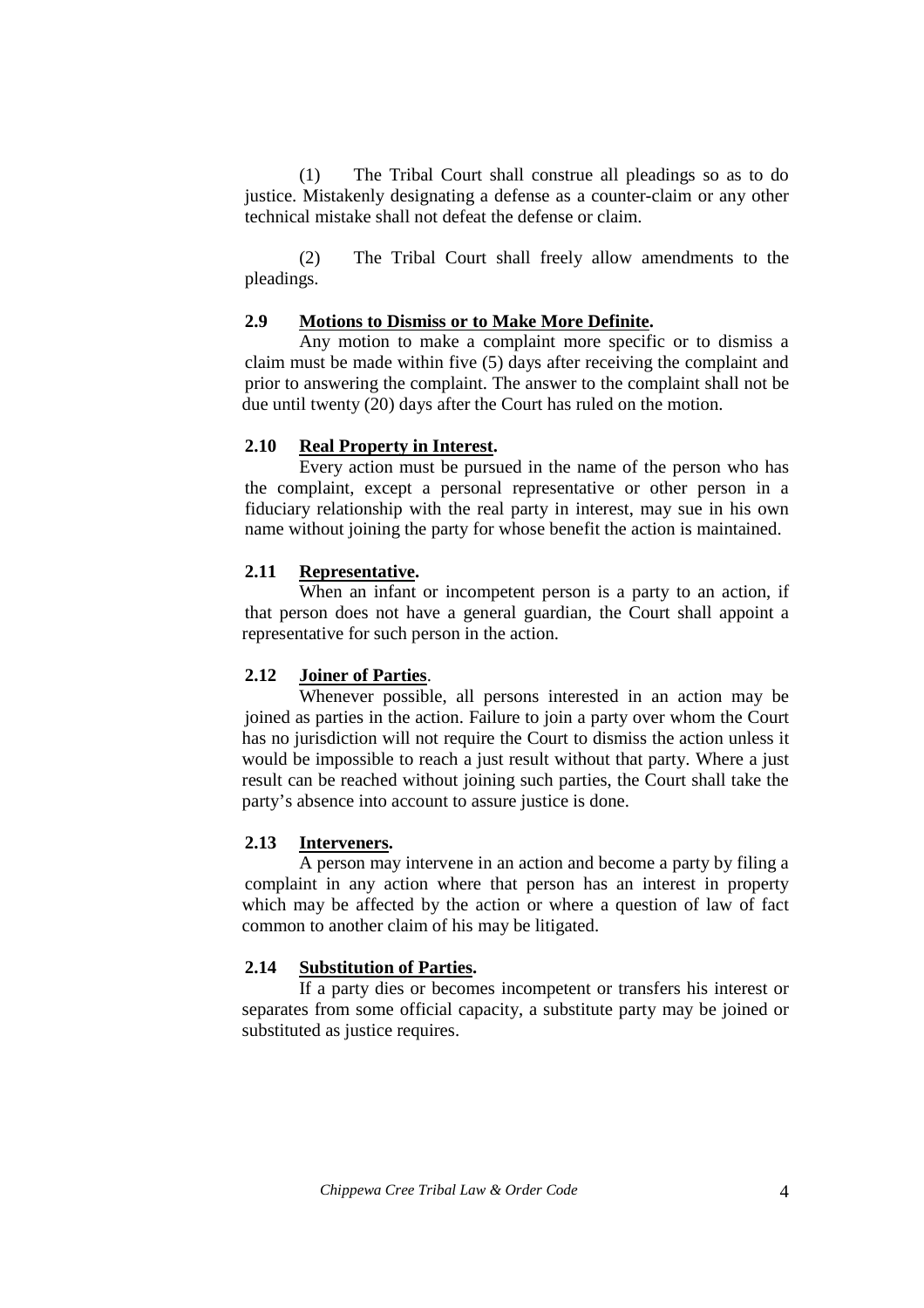(1) The Tribal Court shall construe all pleadings so as to do justice. Mistakenly designating a defense as a counter-claim or any other technical mistake shall not defeat the defense or claim.

(2) The Tribal Court shall freely allow amendments to the pleadings.

**2.9 <u>Motions to Dismiss or to Make More Definite</u>.**

Any motion to make a complaint more specific or to dismiss a claim must be made within five (5) days after receiving the complaint and prior to answering the complaint. The answer to the complaint shall not be due until twenty (20) days after the Court has ruled on the motion.

**2.10 <u>Real Property in Interest</u>.**

Every action must be pursued in the name of the person who has the complaint, except a personal representative or other person in a fiduciary relationship with the real party in interest, may sue in his own name without joining the party for whose benefit the action is maintained.

**2.11 <u>Representative</u>.**

When an infant or incompetent person is a party to an action, if that person does not have a general guardian, the Court shall appoint a representative for such person in the action.

**2.12 <u>Joiner of Parties</u>.**

Whenever possible, all persons interested in an action may be joined as parties in the action. Failure to join a party over whom the Court has no jurisdiction will not require the Court to dismiss the action unless it would be impossible to reach a just result without that party. Where a just result can be reached without joining such parties, the Court shall take the party's absence into account to assure justice is done.

**2.13 <u>Interveners</u>.**

A person may intervene in an action and become a party by filing a complaint in any action where that person has an interest in property which may be affected by the action or where a question of law of fact common to another claim of his may be litigated.

**2.14 <u>Substitution of Parties</u>.**

If a party dies or becomes incompetent or transfers his interest or separates from some official capacity, a substitute party may be joined or substituted as justice requires.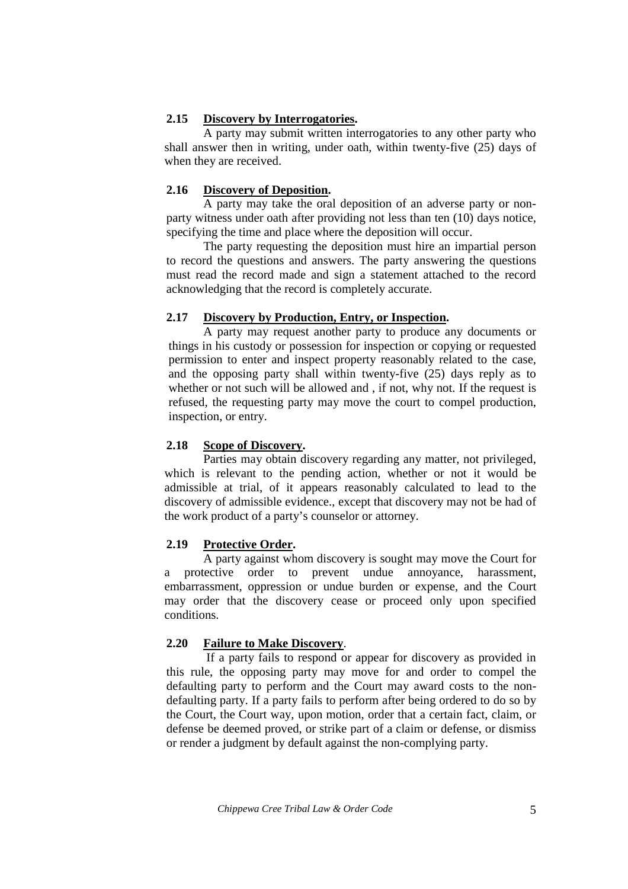**2.15 Discovery by Interrogatories.**

A party may submit written interrogatories to any other party who shall answer then in writing, under oath, within twenty-five (25) days of when they are received.

**2.16 Discovery of Deposition.**

A party may take the oral deposition of an adverse party or non-party witness under oath after providing not less than ten (10) days notice, specifying the time and place where the deposition will occur.

The party requesting the deposition must hire an impartial person to record the questions and answers. The party answering the questions must read the record made and sign a statement attached to the record acknowledging that the record is completely accurate.

**2.17 Discovery by Production, Entry, or Inspection.**

A party may request another party to produce any documents or things in his custody or possession for inspection or copying or requested permission to enter and inspect property reasonably related to the case, and the opposing party shall within twenty-five (25) days reply as to whether or not such will be allowed and , if not, why not. If the request is refused, the requesting party may move the court to compel production, inspection, or entry.

**2.18 Scope of Discovery.**

Parties may obtain discovery regarding any matter, not privileged, which is relevant to the pending action, whether or not it would be admissible at trial, of it appears reasonably calculated to lead to the discovery of admissible evidence., except that discovery may not be had of the work product of a party's counselor or attorney.

**2.19 Protective Order.**

A party against whom discovery is sought may move the Court for a protective order to prevent undue annoyance, harassment, embarrassment, oppression or undue burden or expense, and the Court may order that the discovery cease or proceed only upon specified conditions.

**2.20 Failure to Make Discovery.**

If a party fails to respond or appear for discovery as provided in this rule, the opposing party may move for and order to compel the defaulting party to perform and the Court may award costs to the non-defaulting party. If a party fails to perform after being ordered to do so by the Court, the Court way, upon motion, order that a certain fact, claim, or defense be deemed proved, or strike part of a claim or defense, or dismiss or render a judgment by default against the non-complying party.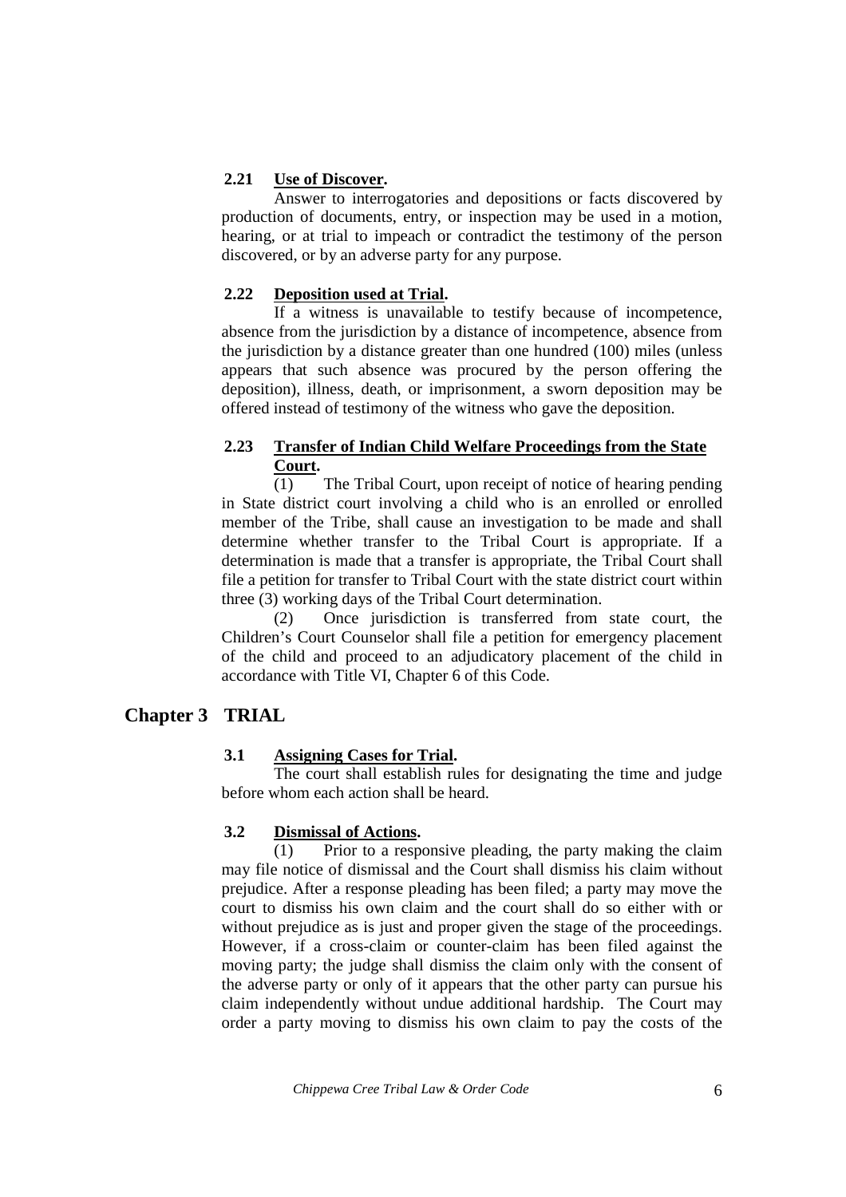**2.21 Use of Discover.**

Answer to interrogatories and depositions or facts discovered by production of documents, entry, or inspection may be used in a motion, hearing, or at trial to impeach or contradict the testimony of the person discovered, or by an adverse party for any purpose.

**2.22 Deposition used at Trial.**

If a witness is unavailable to testify because of incompetence, absence from the jurisdiction by a distance of incompetence, absence from the jurisdiction by a distance greater than one hundred (100) miles (unless appears that such absence was procured by the person offering the deposition), illness, death, or imprisonment, a sworn deposition may be offered instead of testimony of the witness who gave the deposition.

**2.23 Transfer of Indian Child Welfare Proceedings from the State Court.**

(1) The Tribal Court, upon receipt of notice of hearing pending in State district court involving a child who is an enrolled or enrolled member of the Tribe, shall cause an investigation to be made and shall determine whether transfer to the Tribal Court is appropriate. If a determination is made that a transfer is appropriate, the Tribal Court shall file a petition for transfer to Tribal Court with the state district court within three (3) working days of the Tribal Court determination.

(2) Once jurisdiction is transferred from state court, the Children's Court Counselor shall file a petition for emergency placement of the child and proceed to an adjudicatory placement of the child in accordance with Title VI, Chapter 6 of this Code.

## Chapter 3 TRIAL

**3.1 Assigning Cases for Trial.**

The court shall establish rules for designating the time and judge before whom each action shall be heard.

**3.2 Dismissal of Actions.**

(1) Prior to a responsive pleading, the party making the claim may file notice of dismissal and the Court shall dismiss his claim without prejudice. After a response pleading has been filed; a party may move the court to dismiss his own claim and the court shall do so either with or without prejudice as is just and proper given the stage of the proceedings. However, if a cross-claim or counter-claim has been filed against the moving party; the judge shall dismiss the claim only with the consent of the adverse party or only of it appears that the other party can pursue his claim independently without undue additional hardship. The Court may order a party moving to dismiss his own claim to pay the costs of the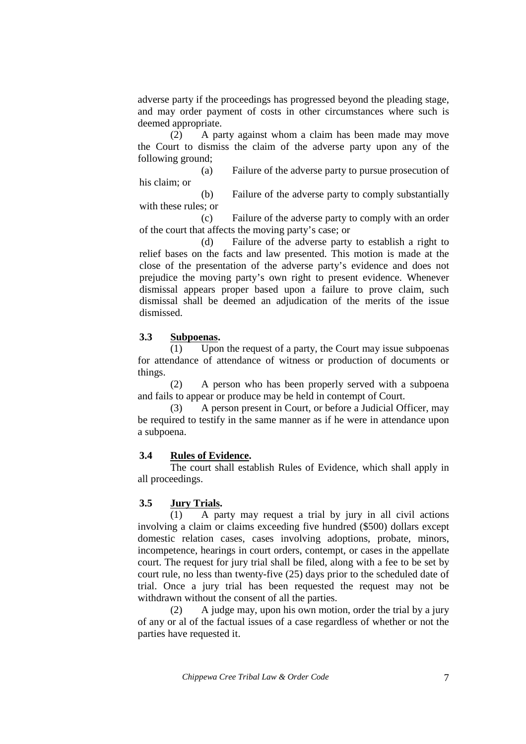adverse party if the proceedings has progressed beyond the pleading stage, and may order payment of costs in other circumstances where such is deemed appropriate.

(2) A party against whom a claim has been made may move the Court to dismiss the claim of the adverse party upon any of the following ground;

(a) Failure of the adverse party to pursue prosecution of his claim; or

(b) Failure of the adverse party to comply substantially with these rules; or

(c) Failure of the adverse party to comply with an order of the court that affects the moving party's case; or

(d) Failure of the adverse party to establish a right to relief bases on the facts and law presented. This motion is made at the close of the presentation of the adverse party's evidence and does not prejudice the moving party's own right to present evidence. Whenever dismissal appears proper based upon a failure to prove claim, such dismissal shall be deemed an adjudication of the merits of the issue dismissed.

**3.3 Subpoenas.**

(1) Upon the request of a party, the Court may issue subpoenas for attendance of attendance of witness or production of documents or things.

(2) A person who has been properly served with a subpoena and fails to appear or produce may be held in contempt of Court.

(3) A person present in Court, or before a Judicial Officer, may be required to testify in the same manner as if he were in attendance upon a subpoena.

**3.4 Rules of Evidence.**

The court shall establish Rules of Evidence, which shall apply in all proceedings.

**3.5 Jury Trials.**

(1) A party may request a trial by jury in all civil actions involving a claim or claims exceeding five hundred ($500) dollars except domestic relation cases, cases involving adoptions, probate, minors, incompetence, hearings in court orders, contempt, or cases in the appellate court. The request for jury trial shall be filed, along with a fee to be set by court rule, no less than twenty-five (25) days prior to the scheduled date of trial. Once a jury trial has been requested the request may not be withdrawn without the consent of all the parties.

(2) A judge may, upon his own motion, order the trial by a jury of any or al of the factual issues of a case regardless of whether or not the parties have requested it.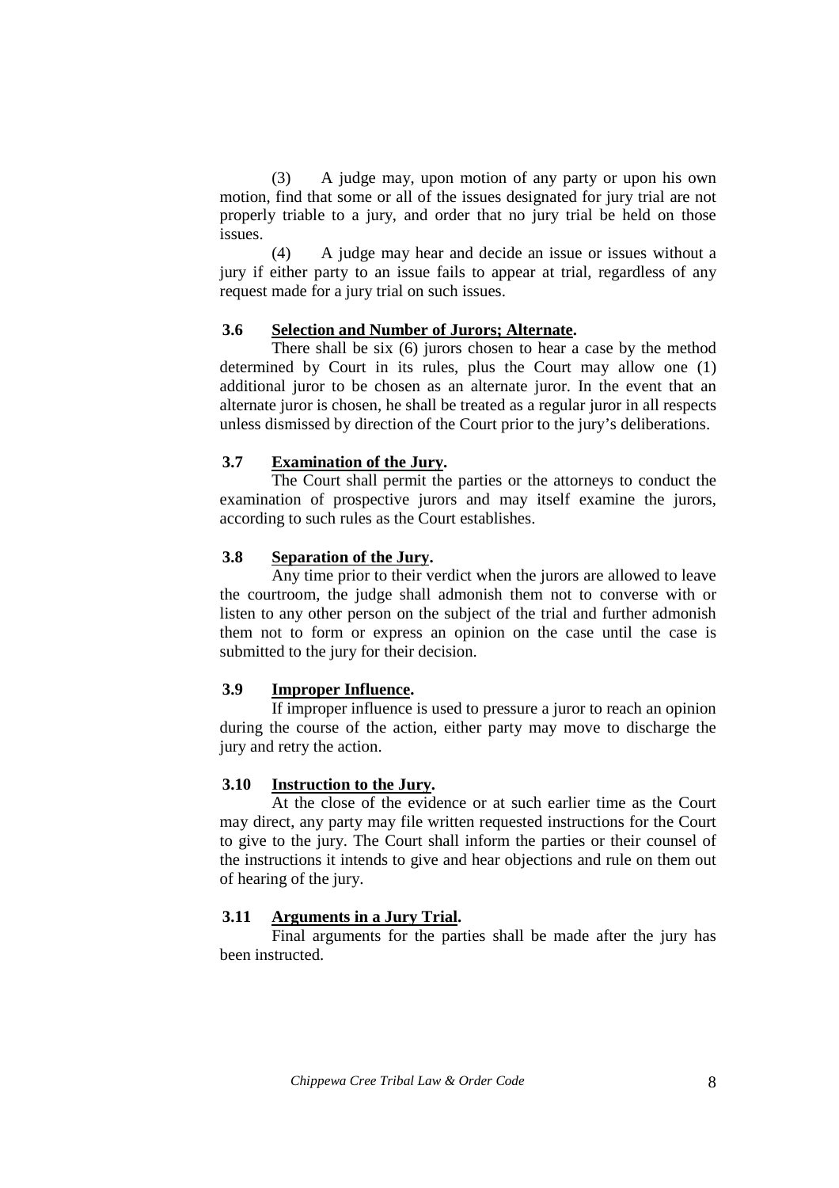(3) A judge may, upon motion of any party or upon his own motion, find that some or all of the issues designated for jury trial are not properly triable to a jury, and order that no jury trial be held on those issues.

(4) A judge may hear and decide an issue or issues without a jury if either party to an issue fails to appear at trial, regardless of any request made for a jury trial on such issues.

### 3.6 Selection and Number of Jurors; Alternate.

There shall be six (6) jurors chosen to hear a case by the method determined by Court in its rules, plus the Court may allow one (1) additional juror to be chosen as an alternate juror. In the event that an alternate juror is chosen, he shall be treated as a regular juror in all respects unless dismissed by direction of the Court prior to the jury's deliberations.

### 3.7 Examination of the Jury.

The Court shall permit the parties or the attorneys to conduct the examination of prospective jurors and may itself examine the jurors, according to such rules as the Court establishes.

### 3.8 Separation of the Jury.

Any time prior to their verdict when the jurors are allowed to leave the courtroom, the judge shall admonish them not to converse with or listen to any other person on the subject of the trial and further admonish them not to form or express an opinion on the case until the case is submitted to the jury for their decision.

### 3.9 Improper Influence.

If improper influence is used to pressure a juror to reach an opinion during the course of the action, either party may move to discharge the jury and retry the action.

### 3.10 Instruction to the Jury.

At the close of the evidence or at such earlier time as the Court may direct, any party may file written requested instructions for the Court to give to the jury. The Court shall inform the parties or their counsel of the instructions it intends to give and hear objections and rule on them out of hearing of the jury.

### 3.11 Arguments in a Jury Trial.

Final arguments for the parties shall be made after the jury has been instructed.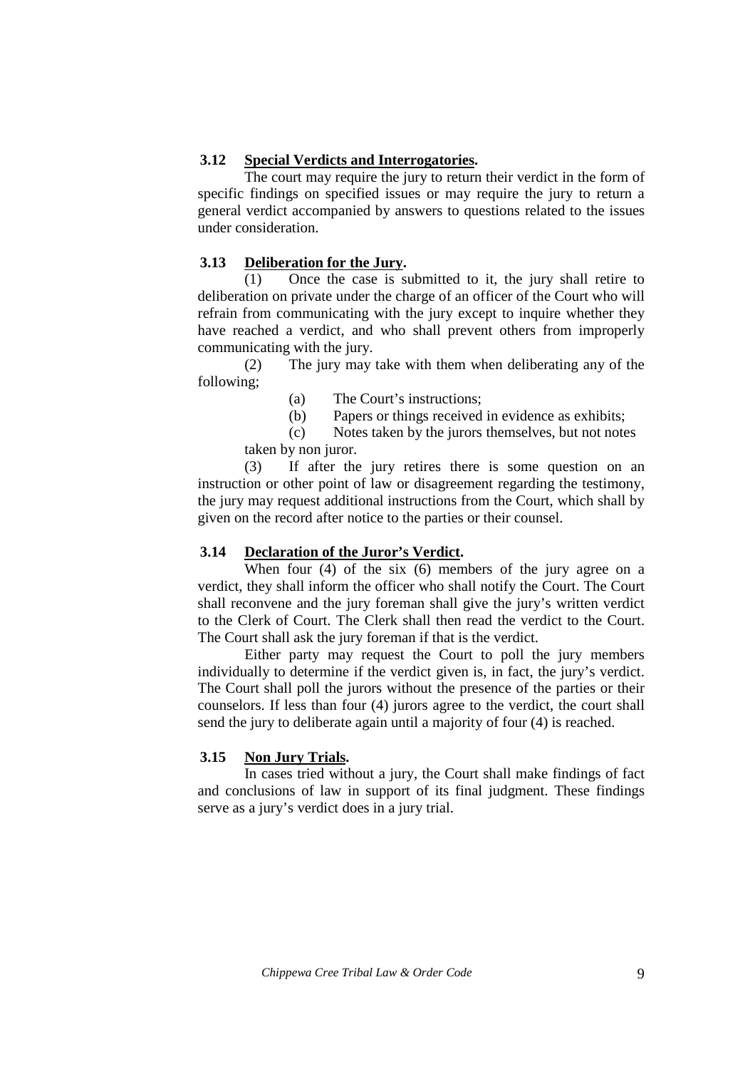**3.12 Special Verdicts and Interrogatories.**

The court may require the jury to return their verdict in the form of specific findings on specified issues or may require the jury to return a general verdict accompanied by answers to questions related to the issues under consideration.

**3.13 Deliberation for the Jury.**

(1) Once the case is submitted to it, the jury shall retire to deliberation on private under the charge of an officer of the Court who will refrain from communicating with the jury except to inquire whether they have reached a verdict, and who shall prevent others from improperly communicating with the jury.

(2) The jury may take with them when deliberating any of the following;

(a) The Court's instructions;

(b) Papers or things received in evidence as exhibits;

(c) Notes taken by the jurors themselves, but not notes taken by non juror.

(3) If after the jury retires there is some question on an instruction or other point of law or disagreement regarding the testimony, the jury may request additional instructions from the Court, which shall by given on the record after notice to the parties or their counsel.

**3.14 Declaration of the Juror's Verdict.**

When four (4) of the six (6) members of the jury agree on a verdict, they shall inform the officer who shall notify the Court. The Court shall reconvene and the jury foreman shall give the jury's written verdict to the Clerk of Court. The Clerk shall then read the verdict to the Court. The Court shall ask the jury foreman if that is the verdict.

Either party may request the Court to poll the jury members individually to determine if the verdict given is, in fact, the jury's verdict. The Court shall poll the jurors without the presence of the parties or their counselors. If less than four (4) jurors agree to the verdict, the court shall send the jury to deliberate again until a majority of four (4) is reached.

**3.15 Non Jury Trials.**

In cases tried without a jury, the Court shall make findings of fact and conclusions of law in support of its final judgment. These findings serve as a jury's verdict does in a jury trial.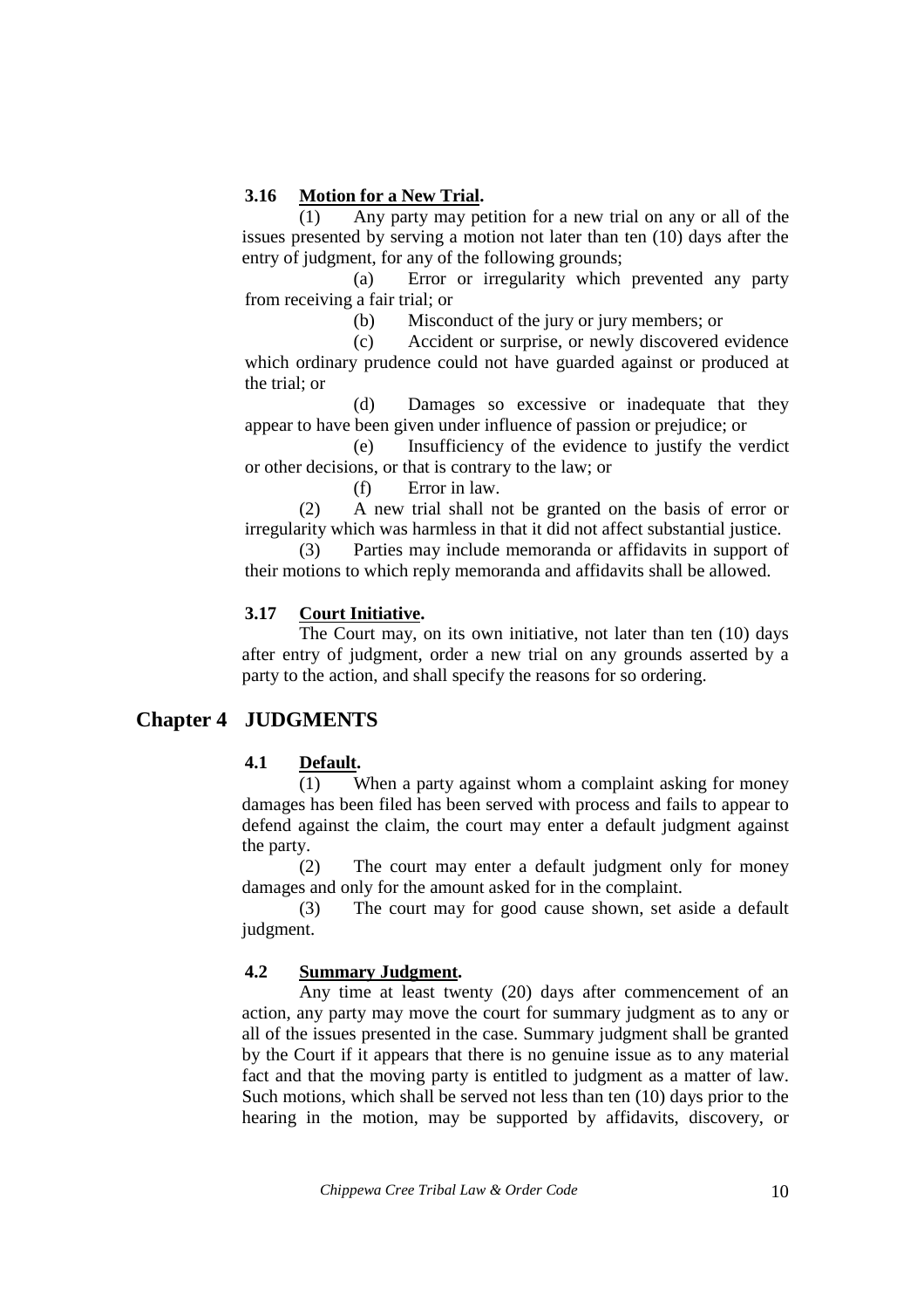### 3.16 Motion for a New Trial.

(1) Any party may petition for a new trial on any or all of the issues presented by serving a motion not later than ten (10) days after the entry of judgment, for any of the following grounds;

(a) Error or irregularity which prevented any party from receiving a fair trial; or

(b) Misconduct of the jury or jury members; or

(c) Accident or surprise, or newly discovered evidence which ordinary prudence could not have guarded against or produced at the trial; or

(d) Damages so excessive or inadequate that they appear to have been given under influence of passion or prejudice; or

(e) Insufficiency of the evidence to justify the verdict or other decisions, or that is contrary to the law; or

(f) Error in law.

(2) A new trial shall not be granted on the basis of error or irregularity which was harmless in that it did not affect substantial justice.

(3) Parties may include memoranda or affidavits in support of their motions to which reply memoranda and affidavits shall be allowed.

### 3.17 Court Initiative.

The Court may, on its own initiative, not later than ten (10) days after entry of judgment, order a new trial on any grounds asserted by a party to the action, and shall specify the reasons for so ordering.

## Chapter 4 JUDGMENTS

### 4.1 Default.

(1) When a party against whom a complaint asking for money damages has been filed has been served with process and fails to appear to defend against the claim, the court may enter a default judgment against the party.

(2) The court may enter a default judgment only for money damages and only for the amount asked for in the complaint.

(3) The court may for good cause shown, set aside a default judgment.

### 4.2 Summary Judgment.

Any time at least twenty (20) days after commencement of an action, any party may move the court for summary judgment as to any or all of the issues presented in the case. Summary judgment shall be granted by the Court if it appears that there is no genuine issue as to any material fact and that the moving party is entitled to judgment as a matter of law. Such motions, which shall be served not less than ten (10) days prior to the hearing in the motion, may be supported by affidavits, discovery, or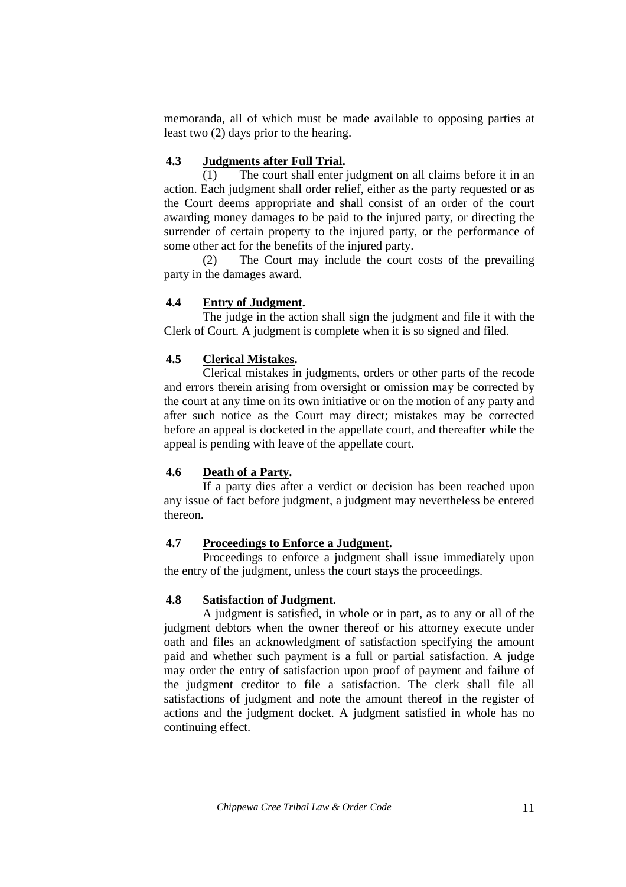memoranda, all of which must be made available to opposing parties at least two (2) days prior to the hearing.

### 4.3 Judgments after Full Trial.

(1) The court shall enter judgment on all claims before it in an action. Each judgment shall order relief, either as the party requested or as the Court deems appropriate and shall consist of an order of the court awarding money damages to be paid to the injured party, or directing the surrender of certain property to the injured party, or the performance of some other act for the benefits of the injured party.

(2) The Court may include the court costs of the prevailing party in the damages award.

### 4.4 Entry of Judgment.

The judge in the action shall sign the judgment and file it with the Clerk of Court. A judgment is complete when it is so signed and filed.

### 4.5 Clerical Mistakes.

Clerical mistakes in judgments, orders or other parts of the recode and errors therein arising from oversight or omission may be corrected by the court at any time on its own initiative or on the motion of any party and after such notice as the Court may direct; mistakes may be corrected before an appeal is docketed in the appellate court, and thereafter while the appeal is pending with leave of the appellate court.

### 4.6 Death of a Party.

If a party dies after a verdict or decision has been reached upon any issue of fact before judgment, a judgment may nevertheless be entered thereon.

### 4.7 Proceedings to Enforce a Judgment.

Proceedings to enforce a judgment shall issue immediately upon the entry of the judgment, unless the court stays the proceedings.

### 4.8 Satisfaction of Judgment.

A judgment is satisfied, in whole or in part, as to any or all of the judgment debtors when the owner thereof or his attorney execute under oath and files an acknowledgment of satisfaction specifying the amount paid and whether such payment is a full or partial satisfaction. A judge may order the entry of satisfaction upon proof of payment and failure of the judgment creditor to file a satisfaction. The clerk shall file all satisfactions of judgment and note the amount thereof in the register of actions and the judgment docket. A judgment satisfied in whole has no continuing effect.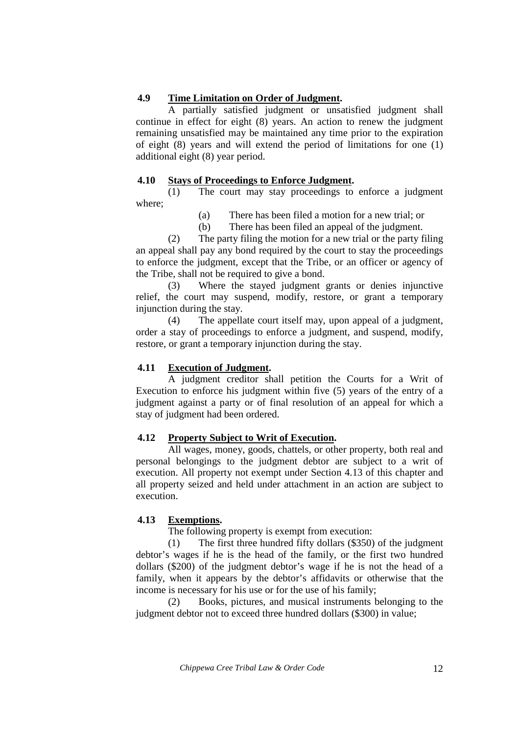### 4.9 Time Limitation on Order of Judgment.

A partially satisfied judgment or unsatisfied judgment shall continue in effect for eight (8) years. An action to renew the judgment remaining unsatisfied may be maintained any time prior to the expiration of eight (8) years and will extend the period of limitations for one (1) additional eight (8) year period.

### 4.10 Stays of Proceedings to Enforce Judgment.

(1) The court may stay proceedings to enforce a judgment where;

(a) There has been filed a motion for a new trial; or

(b) There has been filed an appeal of the judgment.

(2) The party filing the motion for a new trial or the party filing an appeal shall pay any bond required by the court to stay the proceedings to enforce the judgment, except that the Tribe, or an officer or agency of the Tribe, shall not be required to give a bond.

(3) Where the stayed judgment grants or denies injunctive relief, the court may suspend, modify, restore, or grant a temporary injunction during the stay.

(4) The appellate court itself may, upon appeal of a judgment, order a stay of proceedings to enforce a judgment, and suspend, modify, restore, or grant a temporary injunction during the stay.

### 4.11 Execution of Judgment.

A judgment creditor shall petition the Courts for a Writ of Execution to enforce his judgment within five (5) years of the entry of a judgment against a party or of final resolution of an appeal for which a stay of judgment had been ordered.

### 4.12 Property Subject to Writ of Execution.

All wages, money, goods, chattels, or other property, both real and personal belongings to the judgment debtor are subject to a writ of execution. All property not exempt under Section 4.13 of this chapter and all property seized and held under attachment in an action are subject to execution.

### 4.13 Exemptions.

The following property is exempt from execution:

(1) The first three hundred fifty dollars ($350) of the judgment debtor's wages if he is the head of the family, or the first two hundred dollars ($200) of the judgment debtor's wage if he is not the head of a family, when it appears by the debtor's affidavits or otherwise that the income is necessary for his use or for the use of his family;

(2) Books, pictures, and musical instruments belonging to the judgment debtor not to exceed three hundred dollars ($300) in value;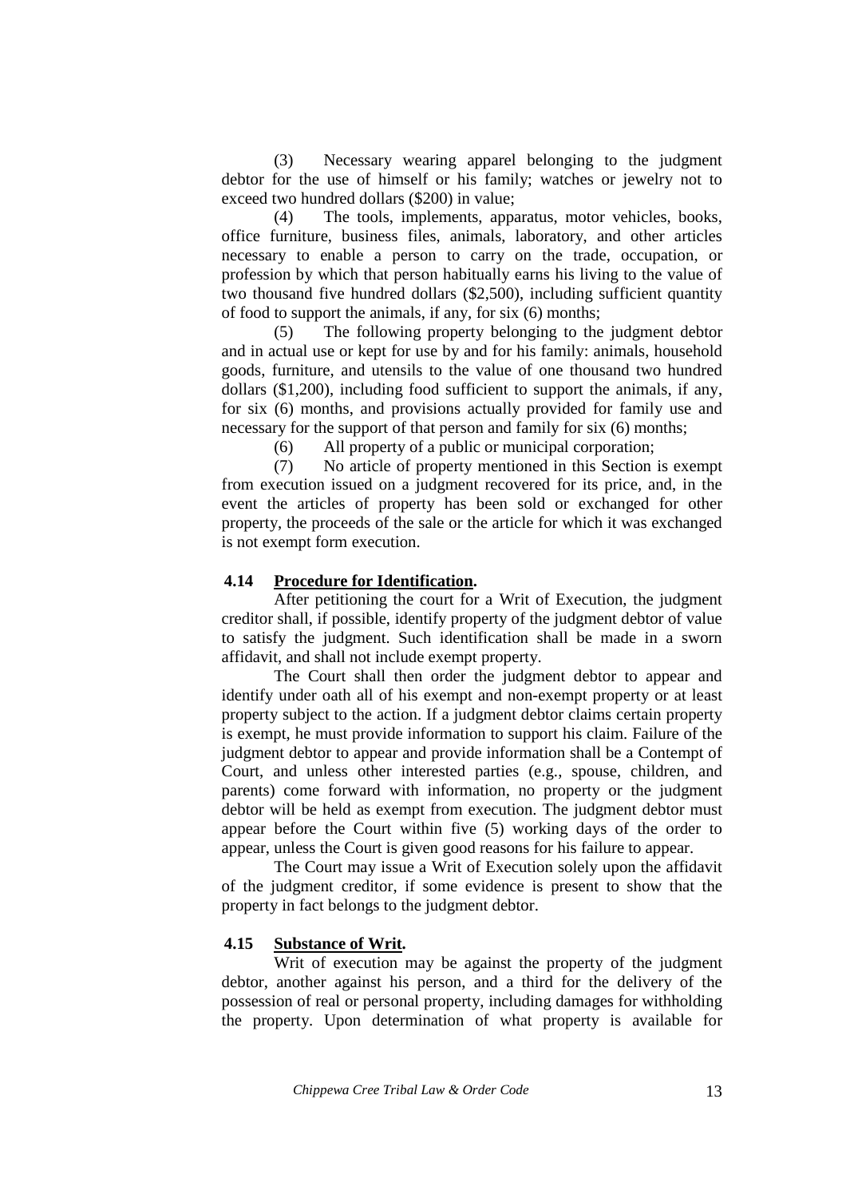(3) Necessary wearing apparel belonging to the judgment debtor for the use of himself or his family; watches or jewelry not to exceed two hundred dollars ($200) in value;

(4) The tools, implements, apparatus, motor vehicles, books, office furniture, business files, animals, laboratory, and other articles necessary to enable a person to carry on the trade, occupation, or profession by which that person habitually earns his living to the value of two thousand five hundred dollars ($2,500), including sufficient quantity of food to support the animals, if any, for six (6) months;

(5) The following property belonging to the judgment debtor and in actual use or kept for use by and for his family: animals, household goods, furniture, and utensils to the value of one thousand two hundred dollars ($1,200), including food sufficient to support the animals, if any, for six (6) months, and provisions actually provided for family use and necessary for the support of that person and family for six (6) months;

(6) All property of a public or municipal corporation;

(7) No article of property mentioned in this Section is exempt from execution issued on a judgment recovered for its price, and, in the event the articles of property has been sold or exchanged for other property, the proceeds of the sale or the article for which it was exchanged is not exempt form execution.

### 4.14 Procedure for Identification.

After petitioning the court for a Writ of Execution, the judgment creditor shall, if possible, identify property of the judgment debtor of value to satisfy the judgment. Such identification shall be made in a sworn affidavit, and shall not include exempt property.

The Court shall then order the judgment debtor to appear and identify under oath all of his exempt and non-exempt property or at least property subject to the action. If a judgment debtor claims certain property is exempt, he must provide information to support his claim. Failure of the judgment debtor to appear and provide information shall be a Contempt of Court, and unless other interested parties (e.g., spouse, children, and parents) come forward with information, no property or the judgment debtor will be held as exempt from execution. The judgment debtor must appear before the Court within five (5) working days of the order to appear, unless the Court is given good reasons for his failure to appear.

The Court may issue a Writ of Execution solely upon the affidavit of the judgment creditor, if some evidence is present to show that the property in fact belongs to the judgment debtor.

### 4.15 Substance of Writ.

Writ of execution may be against the property of the judgment debtor, another against his person, and a third for the delivery of the possession of real or personal property, including damages for withholding the property. Upon determination of what property is available for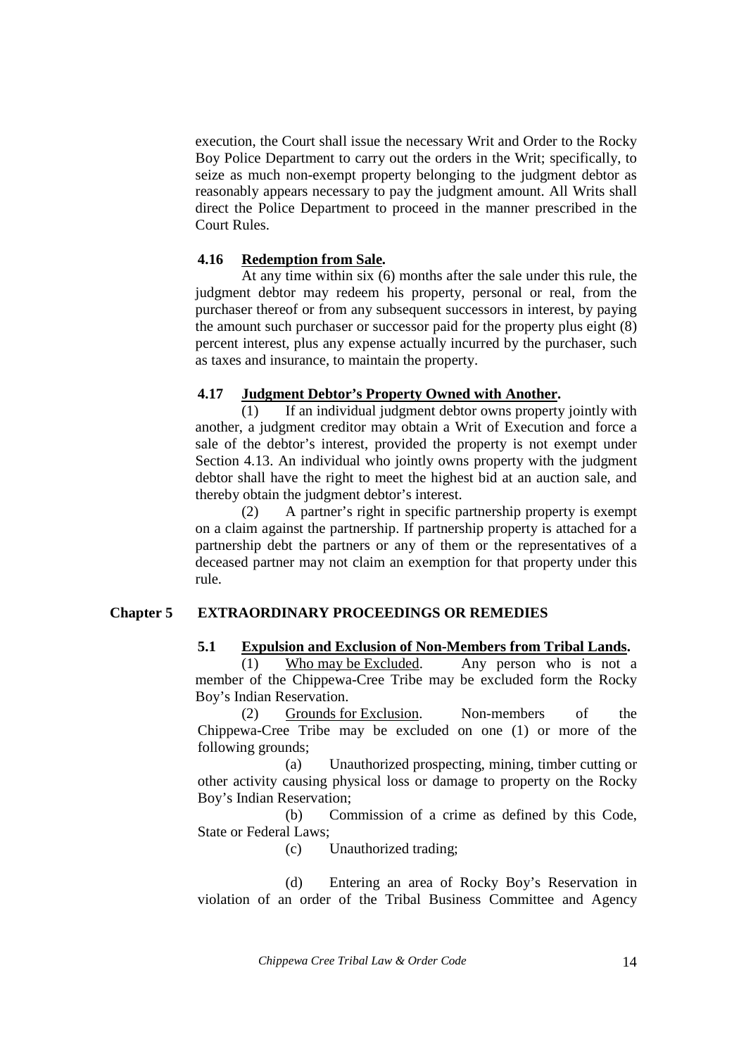execution, the Court shall issue the necessary Writ and Order to the Rocky Boy Police Department to carry out the orders in the Writ; specifically, to seize as much non-exempt property belonging to the judgment debtor as reasonably appears necessary to pay the judgment amount. All Writs shall direct the Police Department to proceed in the manner prescribed in the Court Rules.

### 4.16 Redemption from Sale.

At any time within six (6) months after the sale under this rule, the judgment debtor may redeem his property, personal or real, from the purchaser thereof or from any subsequent successors in interest, by paying the amount such purchaser or successor paid for the property plus eight (8) percent interest, plus any expense actually incurred by the purchaser, such as taxes and insurance, to maintain the property.

### 4.17 Judgment Debtor's Property Owned with Another.

(1) If an individual judgment debtor owns property jointly with another, a judgment creditor may obtain a Writ of Execution and force a sale of the debtor's interest, provided the property is not exempt under Section 4.13. An individual who jointly owns property with the judgment debtor shall have the right to meet the highest bid at an auction sale, and thereby obtain the judgment debtor's interest.

(2) A partner's right in specific partnership property is exempt on a claim against the partnership. If partnership property is attached for a partnership debt the partners or any of them or the representatives of a deceased partner may not claim an exemption for that property under this rule.

## Chapter 5 EXTRAORDINARY PROCEEDINGS OR REMEDIES

### 5.1 Expulsion and Exclusion of Non-Members from Tribal Lands.

(1) Who may be Excluded. Any person who is not a member of the Chippewa-Cree Tribe may be excluded form the Rocky Boy's Indian Reservation.

(2) Grounds for Exclusion. Non-members of the Chippewa-Cree Tribe may be excluded on one (1) or more of the following grounds;

(a) Unauthorized prospecting, mining, timber cutting or other activity causing physical loss or damage to property on the Rocky Boy's Indian Reservation;

(b) Commission of a crime as defined by this Code, State or Federal Laws;

(c) Unauthorized trading;

(d) Entering an area of Rocky Boy's Reservation in violation of an order of the Tribal Business Committee and Agency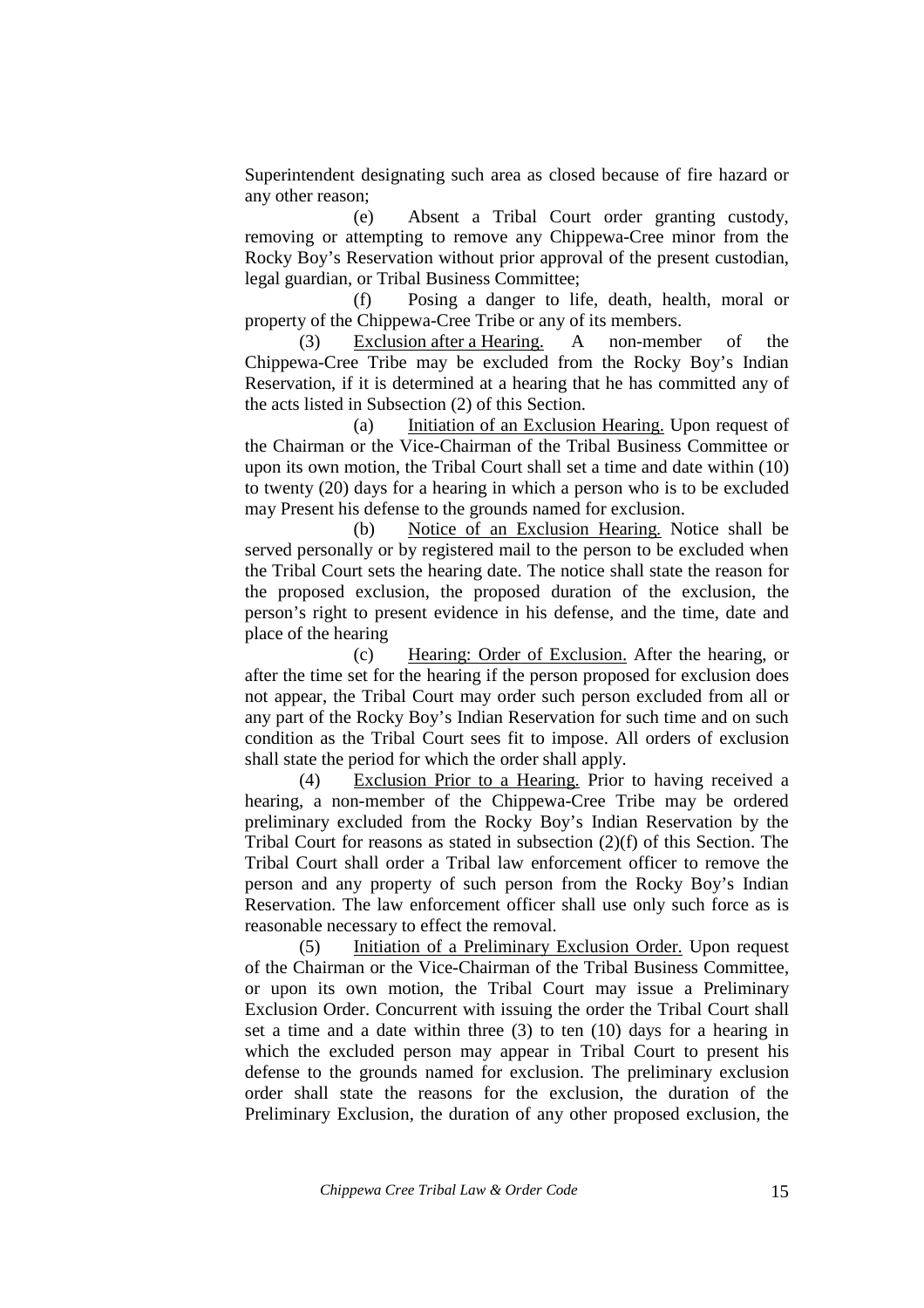Superintendent designating such area as closed because of fire hazard or any other reason;

(e) Absent a Tribal Court order granting custody, removing or attempting to remove any Chippewa-Cree minor from the Rocky Boy's Reservation without prior approval of the present custodian, legal guardian, or Tribal Business Committee;

(f) Posing a danger to life, death, health, moral or property of the Chippewa-Cree Tribe or any of its members.

(3) Exclusion after a Hearing. A non-member of the Chippewa-Cree Tribe may be excluded from the Rocky Boy's Indian Reservation, if it is determined at a hearing that he has committed any of the acts listed in Subsection (2) of this Section.

(a) Initiation of an Exclusion Hearing. Upon request of the Chairman or the Vice-Chairman of the Tribal Business Committee or upon its own motion, the Tribal Court shall set a time and date within (10) to twenty (20) days for a hearing in which a person who is to be excluded may Present his defense to the grounds named for exclusion.

(b) Notice of an Exclusion Hearing. Notice shall be served personally or by registered mail to the person to be excluded when the Tribal Court sets the hearing date. The notice shall state the reason for the proposed exclusion, the proposed duration of the exclusion, the person's right to present evidence in his defense, and the time, date and place of the hearing

(c) Hearing: Order of Exclusion. After the hearing, or after the time set for the hearing if the person proposed for exclusion does not appear, the Tribal Court may order such person excluded from all or any part of the Rocky Boy's Indian Reservation for such time and on such condition as the Tribal Court sees fit to impose. All orders of exclusion shall state the period for which the order shall apply.

(4) Exclusion Prior to a Hearing. Prior to having received a hearing, a non-member of the Chippewa-Cree Tribe may be ordered preliminary excluded from the Rocky Boy's Indian Reservation by the Tribal Court for reasons as stated in subsection (2)(f) of this Section. The Tribal Court shall order a Tribal law enforcement officer to remove the person and any property of such person from the Rocky Boy's Indian Reservation. The law enforcement officer shall use only such force as is reasonable necessary to effect the removal.

(5) Initiation of a Preliminary Exclusion Order. Upon request of the Chairman or the Vice-Chairman of the Tribal Business Committee, or upon its own motion, the Tribal Court may issue a Preliminary Exclusion Order. Concurrent with issuing the order the Tribal Court shall set a time and a date within three (3) to ten (10) days for a hearing in which the excluded person may appear in Tribal Court to present his defense to the grounds named for exclusion. The preliminary exclusion order shall state the reasons for the exclusion, the duration of the Preliminary Exclusion, the duration of any other proposed exclusion, the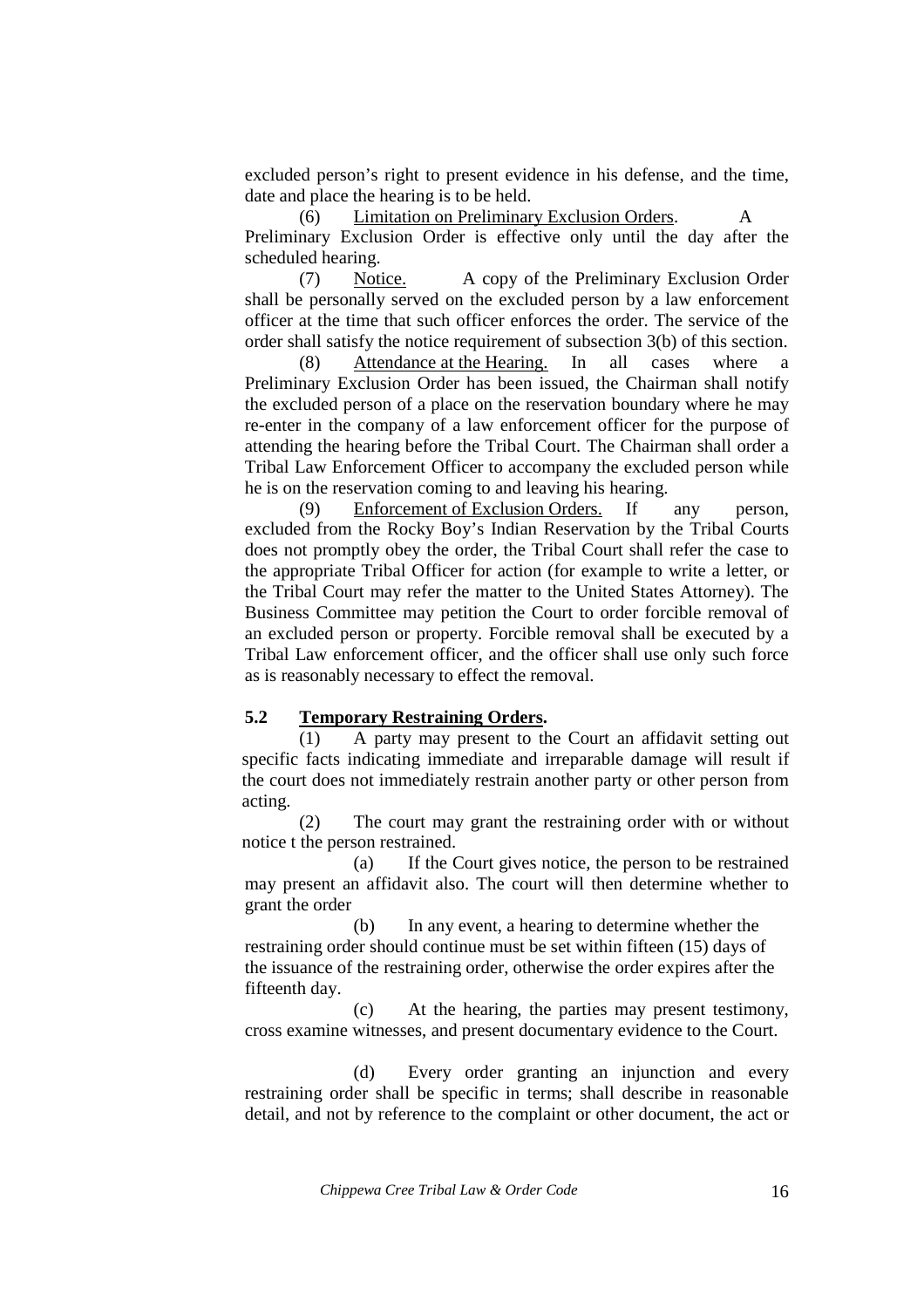excluded person's right to present evidence in his defense, and the time, date and place the hearing is to be held.

(6) Limitation on Preliminary Exclusion Orders. A Preliminary Exclusion Order is effective only until the day after the scheduled hearing.

(7) Notice. A copy of the Preliminary Exclusion Order shall be personally served on the excluded person by a law enforcement officer at the time that such officer enforces the order. The service of the order shall satisfy the notice requirement of subsection 3(b) of this section.

(8) Attendance at the Hearing. In all cases where a Preliminary Exclusion Order has been issued, the Chairman shall notify the excluded person of a place on the reservation boundary where he may re-enter in the company of a law enforcement officer for the purpose of attending the hearing before the Tribal Court. The Chairman shall order a Tribal Law Enforcement Officer to accompany the excluded person while he is on the reservation coming to and leaving his hearing.

(9) Enforcement of Exclusion Orders. If any person, excluded from the Rocky Boy's Indian Reservation by the Tribal Courts does not promptly obey the order, the Tribal Court shall refer the case to the appropriate Tribal Officer for action (for example to write a letter, or the Tribal Court may refer the matter to the United States Attorney). The Business Committee may petition the Court to order forcible removal of an excluded person or property. Forcible removal shall be executed by a Tribal Law enforcement officer, and the officer shall use only such force as is reasonably necessary to effect the removal.

### 5.2 Temporary Restraining Orders.

(1) A party may present to the Court an affidavit setting out specific facts indicating immediate and irreparable damage will result if the court does not immediately restrain another party or other person from acting.

(2) The court may grant the restraining order with or without notice t the person restrained.

(a) If the Court gives notice, the person to be restrained may present an affidavit also. The court will then determine whether to grant the order

(b) In any event, a hearing to determine whether the restraining order should continue must be set within fifteen (15) days of the issuance of the restraining order, otherwise the order expires after the fifteenth day.

(c) At the hearing, the parties may present testimony, cross examine witnesses, and present documentary evidence to the Court.

(d) Every order granting an injunction and every restraining order shall be specific in terms; shall describe in reasonable detail, and not by reference to the complaint or other document, the act or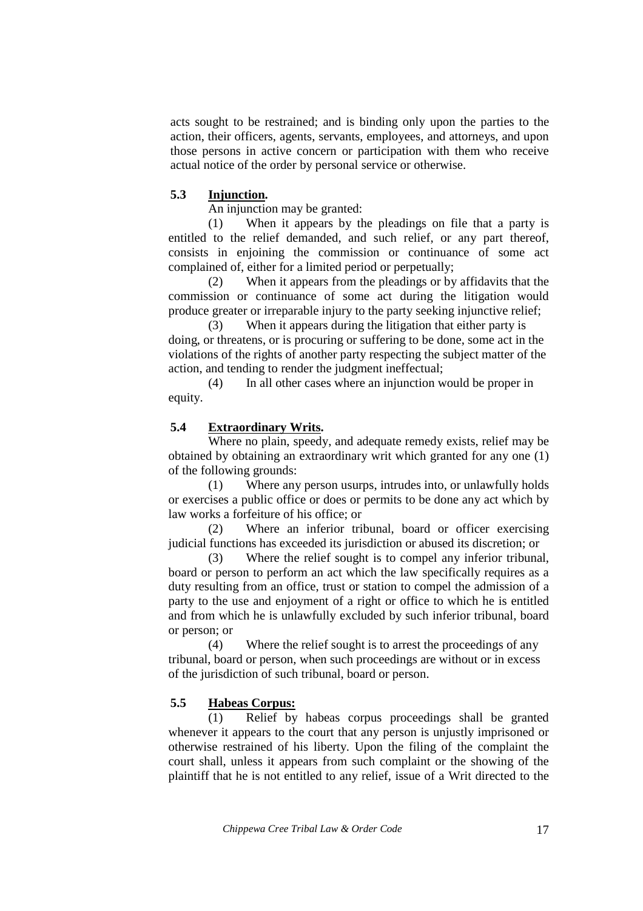acts sought to be restrained; and is binding only upon the parties to the action, their officers, agents, servants, employees, and attorneys, and upon those persons in active concern or participation with them who receive actual notice of the order by personal service or otherwise.

### 5.3 Injunction.

An injunction may be granted:

(1) When it appears by the pleadings on file that a party is entitled to the relief demanded, and such relief, or any part thereof, consists in enjoining the commission or continuance of some act complained of, either for a limited period or perpetually;

(2) When it appears from the pleadings or by affidavits that the commission or continuance of some act during the litigation would produce greater or irreparable injury to the party seeking injunctive relief;

(3) When it appears during the litigation that either party is doing, or threatens, or is procuring or suffering to be done, some act in the violations of the rights of another party respecting the subject matter of the action, and tending to render the judgment ineffectual;

(4) In all other cases where an injunction would be proper in equity.

### 5.4 Extraordinary Writs.

Where no plain, speedy, and adequate remedy exists, relief may be obtained by obtaining an extraordinary writ which granted for any one (1) of the following grounds:

(1) Where any person usurps, intrudes into, or unlawfully holds or exercises a public office or does or permits to be done any act which by law works a forfeiture of his office; or

(2) Where an inferior tribunal, board or officer exercising judicial functions has exceeded its jurisdiction or abused its discretion; or

(3) Where the relief sought is to compel any inferior tribunal, board or person to perform an act which the law specifically requires as a duty resulting from an office, trust or station to compel the admission of a party to the use and enjoyment of a right or office to which he is entitled and from which he is unlawfully excluded by such inferior tribunal, board or person; or

(4) Where the relief sought is to arrest the proceedings of any tribunal, board or person, when such proceedings are without or in excess of the jurisdiction of such tribunal, board or person.

### 5.5 Habeas Corpus:

(1) Relief by habeas corpus proceedings shall be granted whenever it appears to the court that any person is unjustly imprisoned or otherwise restrained of his liberty. Upon the filing of the complaint the court shall, unless it appears from such complaint or the showing of the plaintiff that he is not entitled to any relief, issue of a Writ directed to the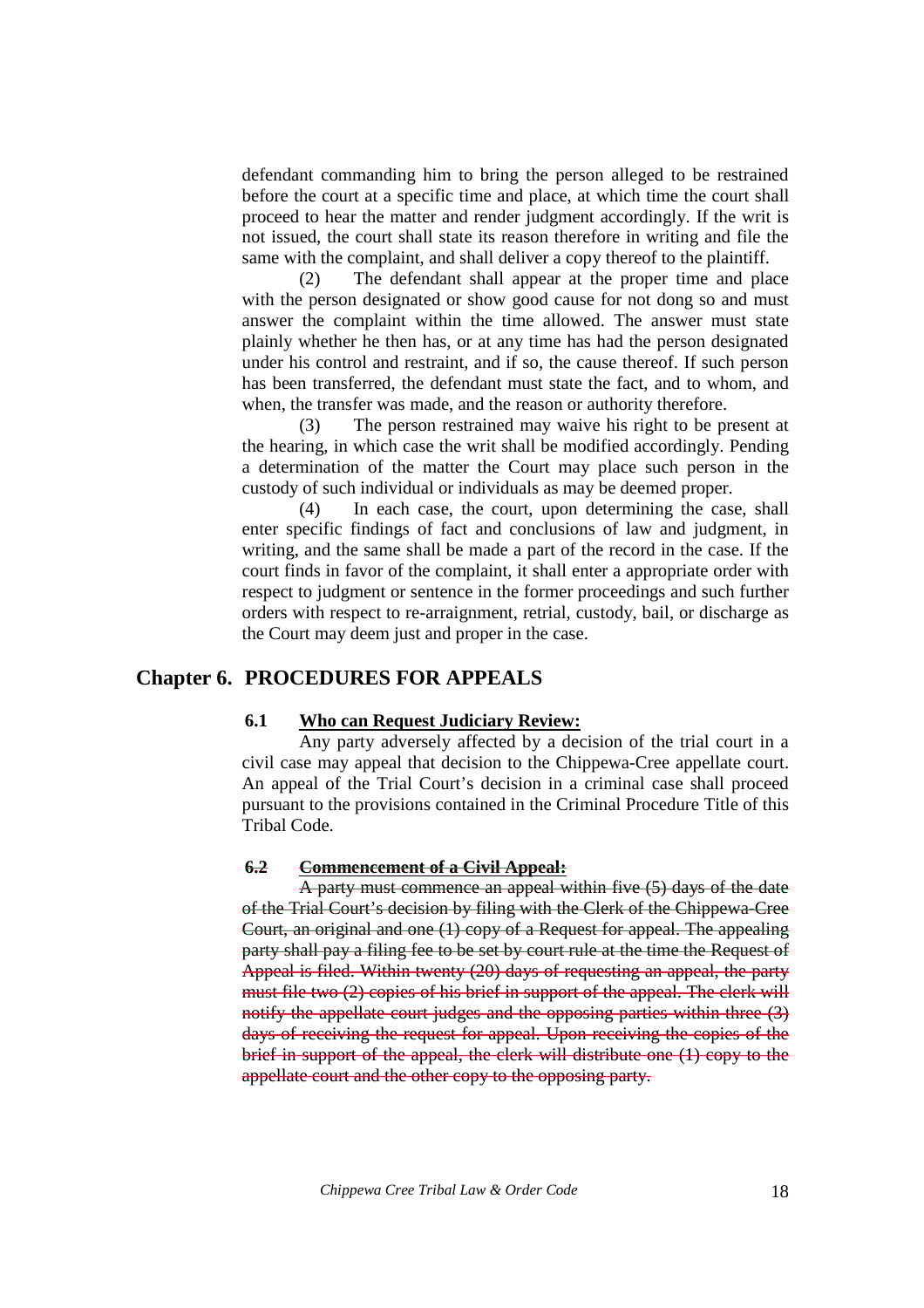defendant commanding him to bring the person alleged to be restrained before the court at a specific time and place, at which time the court shall proceed to hear the matter and render judgment accordingly. If the writ is not issued, the court shall state its reason therefore in writing and file the same with the complaint, and shall deliver a copy thereof to the plaintiff.

(2) The defendant shall appear at the proper time and place with the person designated or show good cause for not dong so and must answer the complaint within the time allowed. The answer must state plainly whether he then has, or at any time has had the person designated under his control and restraint, and if so, the cause thereof. If such person has been transferred, the defendant must state the fact, and to whom, and when, the transfer was made, and the reason or authority therefore.

(3) The person restrained may waive his right to be present at the hearing, in which case the writ shall be modified accordingly. Pending a determination of the matter the Court may place such person in the custody of such individual or individuals as may be deemed proper.

(4) In each case, the court, upon determining the case, shall enter specific findings of fact and conclusions of law and judgment, in writing, and the same shall be made a part of the record in the case. If the court finds in favor of the complaint, it shall enter a appropriate order with respect to judgment or sentence in the former proceedings and such further orders with respect to re-arraignment, retrial, custody, bail, or discharge as the Court may deem just and proper in the case.

## Chapter 6. PROCEDURES FOR APPEALS

### 6.1 Who can Request Judiciary Review:

Any party adversely affected by a decision of the trial court in a civil case may appeal that decision to the Chippewa-Cree appellate court. An appeal of the Trial Court's decision in a criminal case shall proceed pursuant to the provisions contained in the Criminal Procedure Title of this Tribal Code.

### ~~6.2 Commencement of a Civil Appeal:~~

~~A party must commence an appeal within five (5) days of the date of the Trial Court's decision by filing with the Clerk of the Chippewa-Cree Court, an original and one (1) copy of a Request for appeal. The appealing party shall pay a filing fee to be set by court rule at the time the Request of Appeal is filed. Within twenty (20) days of requesting an appeal, the party must file two (2) copies of his brief in support of the appeal. The clerk will notify the appellate court judges and the opposing parties within three (3) days of receiving the request for appeal. Upon receiving the copies of the brief in support of the appeal, the clerk will distribute one (1) copy to the appellate court and the other copy to the opposing party.~~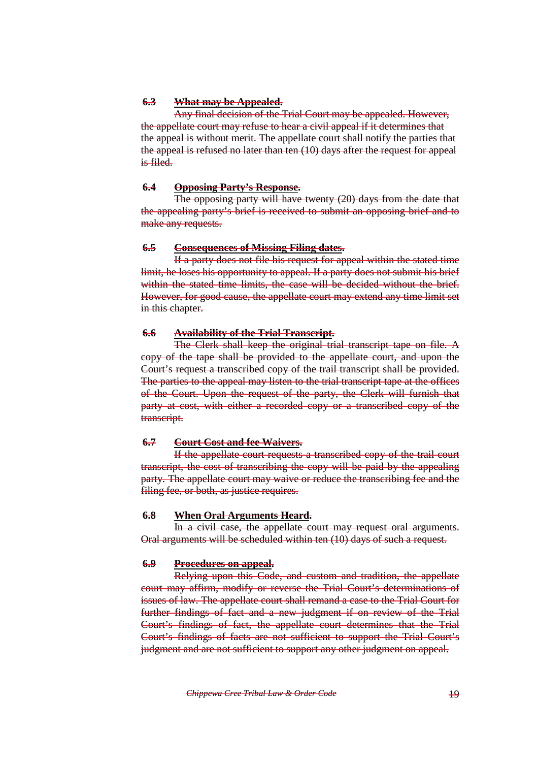**6.3 What may be Appealed.**

Any final decision of the Trial Court may be appealed. However, the appellate court may refuse to hear a civil appeal if it determines that the appeal is without merit. The appellate court shall notify the parties that the appeal is refused no later than ten (10) days after the request for appeal is filed.

**6.4 Opposing Party's Response.**

The opposing party will have twenty (20) days from the date that the appealing party's brief is received to submit an opposing brief and to make any requests.

**6.5 Consequences of Missing Filing dates.**

If a party does not file his request for appeal within the stated time limit, he loses his opportunity to appeal. If a party does not submit his brief within the stated time limits, the case will be decided without the brief. However, for good cause, the appellate court may extend any time limit set in this chapter.

**6.6 Availability of the Trial Transcript.**

The Clerk shall keep the original trial transcript tape on file. A copy of the tape shall be provided to the appellate court, and upon the Court's request a transcribed copy of the trail transcript shall be provided. The parties to the appeal may listen to the trial transcript tape at the offices of the Court. Upon the request of the party, the Clerk will furnish that party at cost, with either a recorded copy or a transcribed copy of the transcript.

**6.7 Court Cost and fee Waivers.**

If the appellate court requests a transcribed copy of the trail court transcript, the cost of transcribing the copy will be paid by the appealing party. The appellate court may waive or reduce the transcribing fee and the filing fee, or both, as justice requires.

**6.8 When Oral Arguments Heard.**

In a civil case, the appellate court may request oral arguments. Oral arguments will be scheduled within ten (10) days of such a request.

**6.9 Procedures on appeal.**

Relying upon this Code, and custom and tradition, the appellate court may affirm, modify or reverse the Trial Court's determinations of issues of law. The appellate court shall remand a case to the Trial Court for further findings of fact and a new judgment if on review of the Trial Court's findings of fact, the appellate court determines that the Trial Court's findings of facts are not sufficient to support the Trial Court's judgment and are not sufficient to support any other judgment on appeal.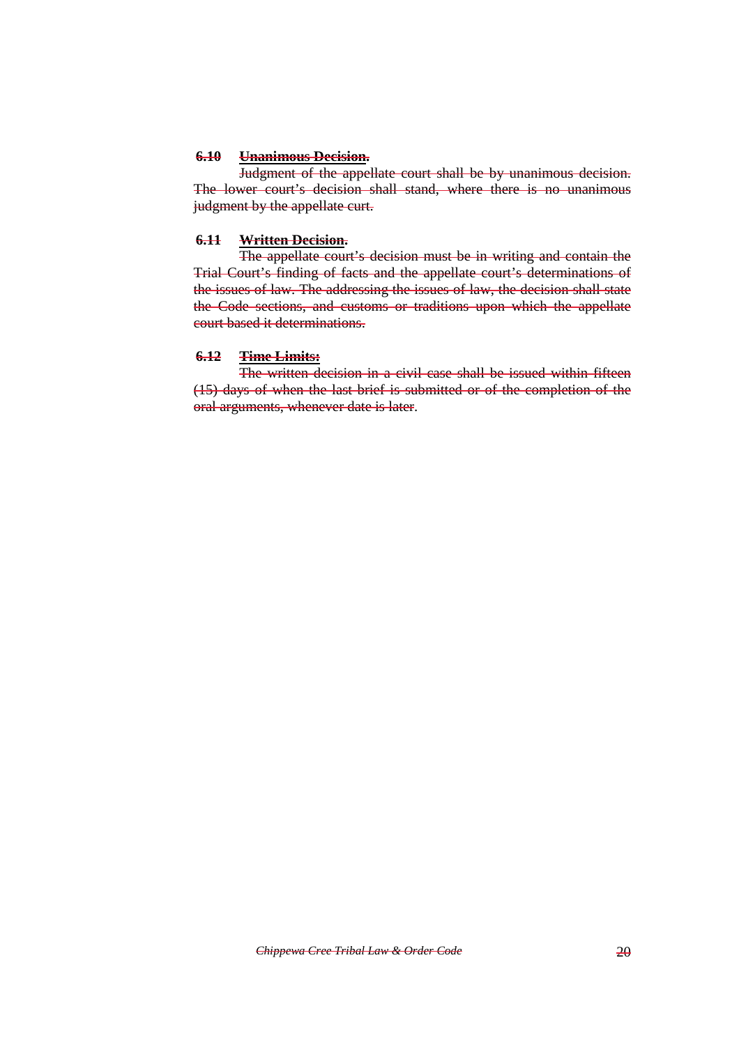**6.10 Unanimous Decision.**

Judgment of the appellate court shall be by unanimous decision. The lower court's decision shall stand, where there is no unanimous judgment by the appellate curt.

**6.11 Written Decision.**

The appellate court's decision must be in writing and contain the Trial Court's finding of facts and the appellate court's determinations of the issues of law. The addressing the issues of law, the decision shall state the Code sections, and customs or traditions upon which the appellate court based it determinations.

**6.12 Time Limits:**

The written decision in a civil case shall be issued within fifteen (15) days of when the last brief is submitted or of the completion of the oral arguments, whenever date is later.